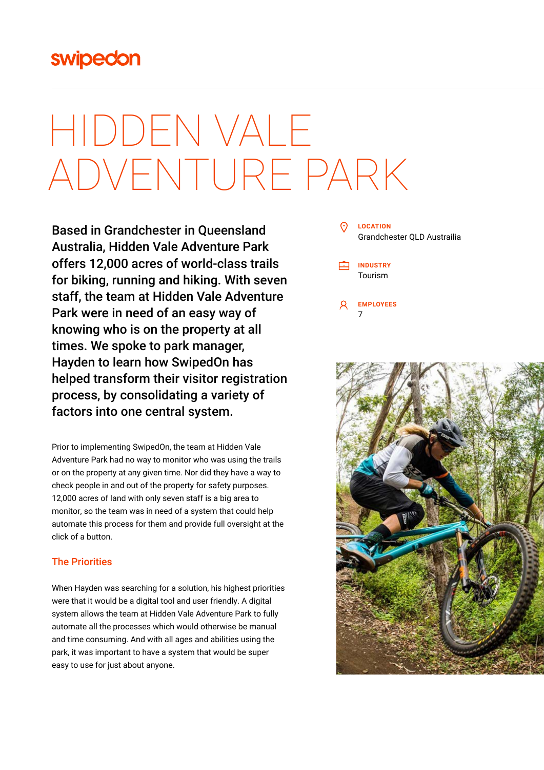swipedon

# HIDDEN VALE ADVENTURE PARK

**Based in Grandchester in Queensland Australia, Hidden Vale Adventure Park offers 12,000 acres of world-class trails for biking, running and hiking. With seven staff, the team at Hidden Vale Adventure Park were in need of an easy way of knowing who is on the property at all times. We spoke to park manager, Hayden to learn how SwipedOn has helped transform their visitor registration process, by consolidating a variety of factors into one central system.**

**LOCATION**
Grandchester QLD Austrailia

**INDUSTRY**
Tourism

**EMPLOYEES**
7

Prior to implementing SwipedOn, the team at Hidden Vale Adventure Park had no way to monitor who was using the trails or on the property at any given time. Nor did they have a way to check people in and out of the property for safety purposes. 12,000 acres of land with only seven staff is a big area to monitor, so the team was in need of a system that could help automate this process for them and provide full oversight at the click of a button.

## The Priorities

When Hayden was searching for a solution, his highest priorities were that it would be a digital tool and user friendly. A digital system allows the team at Hidden Vale Adventure Park to fully automate all the processes which would otherwise be manual and time consuming. And with all ages and abilities using the park, it was important to have a system that would be super easy to use for just about anyone.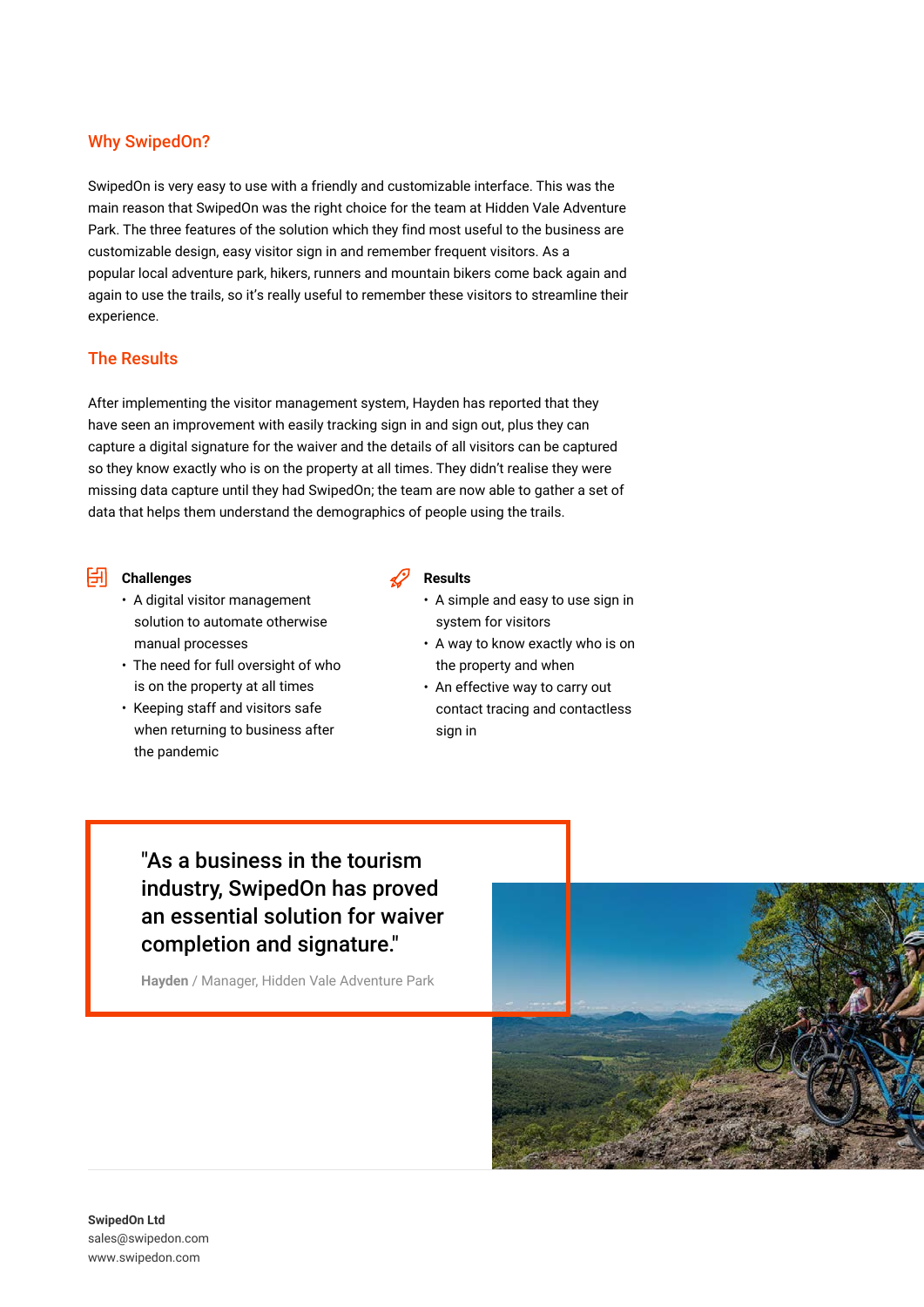## Why SwipedOn?

SwipedOn is very easy to use with a friendly and customizable interface. This was the main reason that SwipedOn was the right choice for the team at Hidden Vale Adventure Park. The three features of the solution which they find most useful to the business are customizable design, easy visitor sign in and remember frequent visitors. As a popular local adventure park, hikers, runners and mountain bikers come back again and again to use the trails, so it's really useful to remember these visitors to streamline their experience.

## The Results

After implementing the visitor management system, Hayden has reported that they have seen an improvement with easily tracking sign in and sign out, plus they can capture a digital signature for the waiver and the details of all visitors can be captured so they know exactly who is on the property at all times. They didn't realise they were missing data capture until they had SwipedOn; the team are now able to gather a set of data that helps them understand the demographics of people using the trails.

### Challenges

- A digital visitor management solution to automate otherwise manual processes
- The need for full oversight of who is on the property at all times
- Keeping staff and visitors safe when returning to business after the pandemic

### Results

- A simple and easy to use sign in system for visitors
- A way to know exactly who is on the property and when
- An effective way to carry out contact tracing and contactless sign in

> "As a business in the tourism industry, SwipedOn has proved an essential solution for waiver completion and signature."
>
> **Hayden** / Manager, Hidden Vale Adventure Park

**SwipedOn Ltd**
sales@swipedon.com
www.swipedon.com